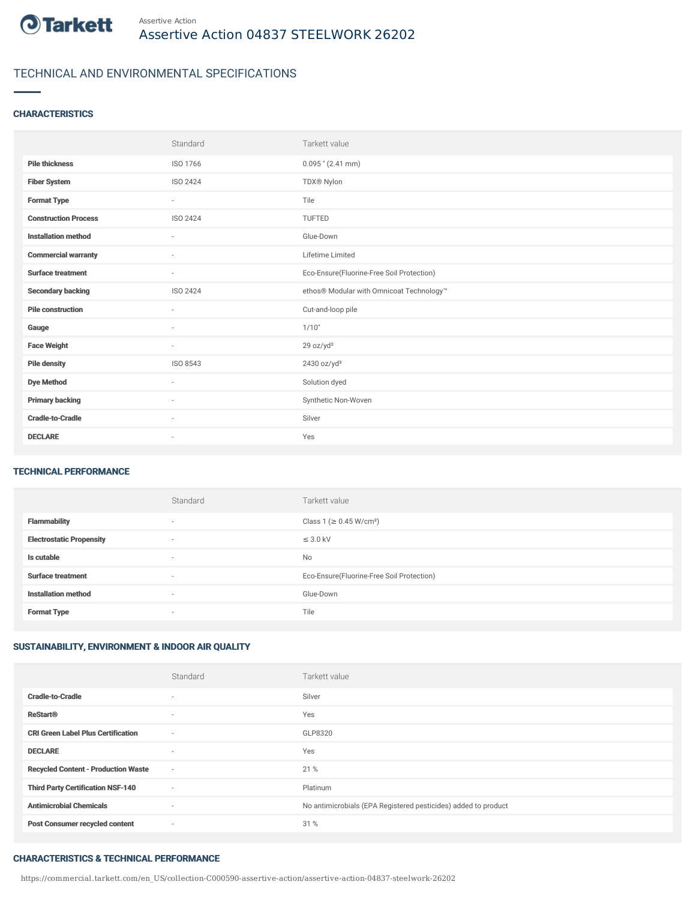Tarkett

Assertive Action

# Assertive Action 04837 STEELWORK 26202

## TECHNICAL AND ENVIRONMENTAL SPECIFICATIONS

### CHARACTERISTICS

| | Standard | Tarkett value |
|---|---|---|
| **Pile thickness** | ISO 1766 | 0.095 " (2.41 mm) |
| **Fiber System** | ISO 2424 | TDX® Nylon |
| **Format Type** | - | Tile |
| **Construction Process** | ISO 2424 | TUFTED |
| **Installation method** | - | Glue-Down |
| **Commercial warranty** | - | Lifetime Limited |
| **Surface treatment** | - | Eco-Ensure(Fluorine-Free Soil Protection) |
| **Secondary backing** | ISO 2424 | ethos® Modular with Omnicoat Technology™ |
| **Pile construction** | - | Cut-and-loop pile |
| **Gauge** | - | 1/10" |
| **Face Weight** | - | 29 oz/yd² |
| **Pile density** | ISO 8543 | 2430 oz/yd³ |
| **Dye Method** | - | Solution dyed |
| **Primary backing** | - | Synthetic Non-Woven |
| **Cradle-to-Cradle** | - | Silver |
| **DECLARE** | - | Yes |

### TECHNICAL PERFORMANCE

| | Standard | Tarkett value |
|---|---|---|
| **Flammability** | - | Class 1 (≥ 0.45 W/cm²) |
| **Electrostatic Propensity** | - | ≤ 3.0 kV |
| **Is cutable** | - | No |
| **Surface treatment** | - | Eco-Ensure(Fluorine-Free Soil Protection) |
| **Installation method** | - | Glue-Down |
| **Format Type** | - | Tile |

### SUSTAINABILITY, ENVIRONMENT & INDOOR AIR QUALITY

| | Standard | Tarkett value |
|---|---|---|
| **Cradle-to-Cradle** | - | Silver |
| **ReStart®** | - | Yes |
| **CRI Green Label Plus Certification** | - | GLP8320 |
| **DECLARE** | - | Yes |
| **Recycled Content - Production Waste** | - | 21 % |
| **Third Party Certification NSF-140** | - | Platinum |
| **Antimicrobial Chemicals** | - | No antimicrobials (EPA Registered pesticides) added to product |
| **Post Consumer recycled content** | - | 31 % |

### CHARACTERISTICS & TECHNICAL PERFORMANCE

https://commercial.tarkett.com/en_US/collection-C000590-assertive-action/assertive-action-04837-steelwork-26202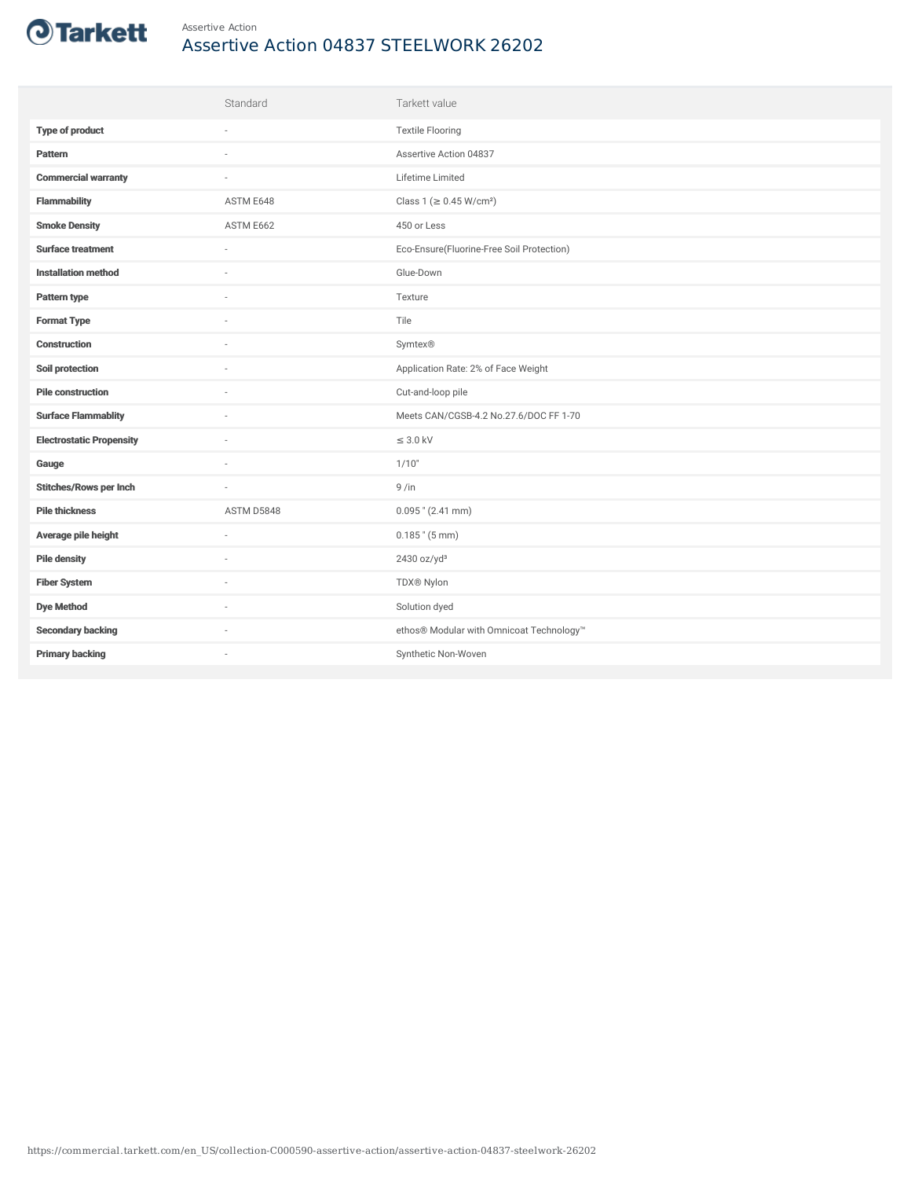Assertive Action

# Assertive Action 04837 STEELWORK 26202

| | Standard | Tarkett value |
|---|---|---|
| **Type of product** | - | Textile Flooring |
| **Pattern** | - | Assertive Action 04837 |
| **Commercial warranty** | - | Lifetime Limited |
| **Flammability** | ASTM E648 | Class 1 (≥ 0.45 W/cm²) |
| **Smoke Density** | ASTM E662 | 450 or Less |
| **Surface treatment** | - | Eco-Ensure(Fluorine-Free Soil Protection) |
| **Installation method** | - | Glue-Down |
| **Pattern type** | - | Texture |
| **Format Type** | - | Tile |
| **Construction** | - | Symtex® |
| **Soil protection** | - | Application Rate: 2% of Face Weight |
| **Pile construction** | - | Cut-and-loop pile |
| **Surface Flammablity** | - | Meets CAN/CGSB-4.2 No.27.6/DOC FF 1-70 |
| **Electrostatic Propensity** | - | ≤ 3.0 kV |
| **Gauge** | - | 1/10" |
| **Stitches/Rows per Inch** | - | 9 /in |
| **Pile thickness** | ASTM D5848 | 0.095 " (2.41 mm) |
| **Average pile height** | - | 0.185 " (5 mm) |
| **Pile density** | - | 2430 oz/yd³ |
| **Fiber System** | - | TDX® Nylon |
| **Dye Method** | - | Solution dyed |
| **Secondary backing** | - | ethos® Modular with Omnicoat Technology™ |
| **Primary backing** | - | Synthetic Non-Woven |

https://commercial.tarkett.com/en_US/collection-C000590-assertive-action/assertive-action-04837-steelwork-26202